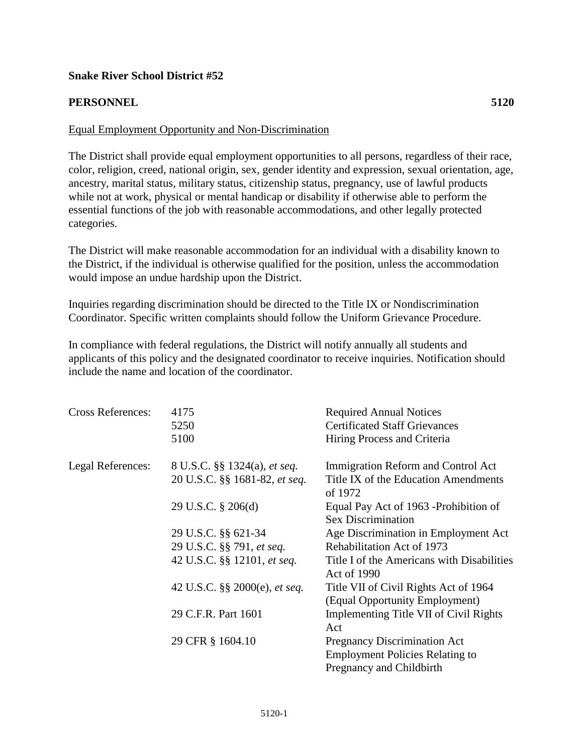**Snake River School District #52**

**PERSONNEL** **5120**

Equal Employment Opportunity and Non-Discrimination

The District shall provide equal employment opportunities to all persons, regardless of their race, color, religion, creed, national origin, sex, gender identity and expression, sexual orientation, age, ancestry, marital status, military status, citizenship status, pregnancy, use of lawful products while not at work, physical or mental handicap or disability if otherwise able to perform the essential functions of the job with reasonable accommodations, and other legally protected categories.

The District will make reasonable accommodation for an individual with a disability known to the District, if the individual is otherwise qualified for the position, unless the accommodation would impose an undue hardship upon the District.

Inquiries regarding discrimination should be directed to the Title IX or Nondiscrimination Coordinator. Specific written complaints should follow the Uniform Grievance Procedure.

In compliance with federal regulations, the District will notify annually all students and applicants of this policy and the designated coordinator to receive inquiries. Notification should include the name and location of the coordinator.

| | | |
|---|---|---|
| Cross References: | 4175 | Required Annual Notices |
| | 5250 | Certificated Staff Grievances |
| | 5100 | Hiring Process and Criteria |
| Legal References: | 8 U.S.C. §§ 1324(a), *et seq.* | Immigration Reform and Control Act |
| | 20 U.S.C. §§ 1681-82, *et seq.* | Title IX of the Education Amendments of 1972 |
| | 29 U.S.C. § 206(d) | Equal Pay Act of 1963 -Prohibition of Sex Discrimination |
| | 29 U.S.C. §§ 621-34 | Age Discrimination in Employment Act |
| | 29 U.S.C. §§ 791, *et seq.* | Rehabilitation Act of 1973 |
| | 42 U.S.C. §§ 12101, *et seq.* | Title I of the Americans with Disabilities Act of 1990 |
| | 42 U.S.C. §§ 2000(e), *et seq.* | Title VII of Civil Rights Act of 1964 (Equal Opportunity Employment) |
| | 29 C.F.R. Part 1601 | Implementing Title VII of Civil Rights Act |
| | 29 CFR § 1604.10 | Pregnancy Discrimination Act Employment Policies Relating to Pregnancy and Childbirth |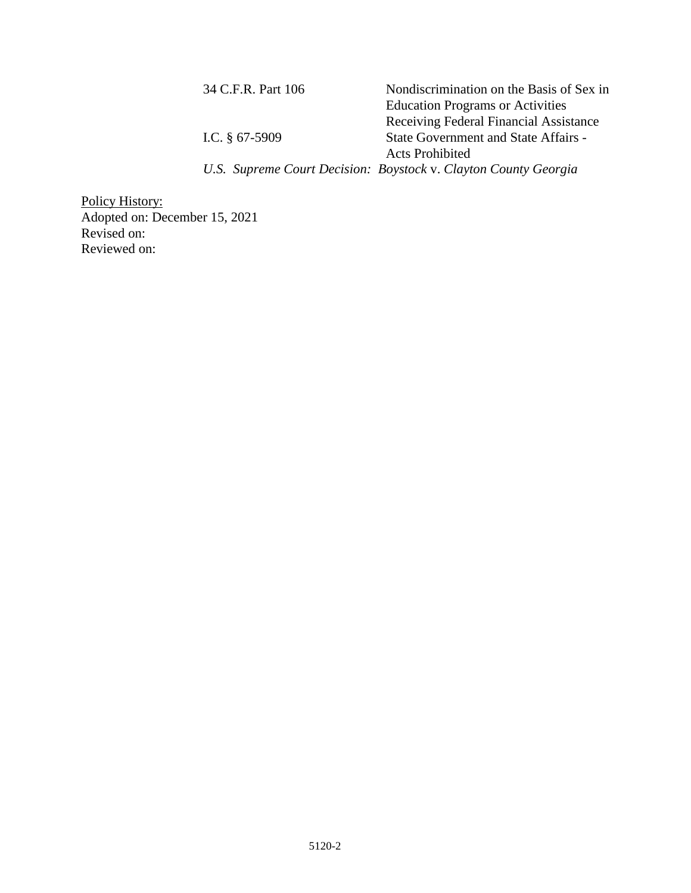| | |
|---|---|
| 34 C.F.R. Part 106 | Nondiscrimination on the Basis of Sex in Education Programs or Activities Receiving Federal Financial Assistance |
| I.C. § 67-5909 | State Government and State Affairs - Acts Prohibited |

*U.S. Supreme Court Decision: Boystock* v. *Clayton County Georgia*

Policy History:
Adopted on: December 15, 2021
Revised on:
Reviewed on: